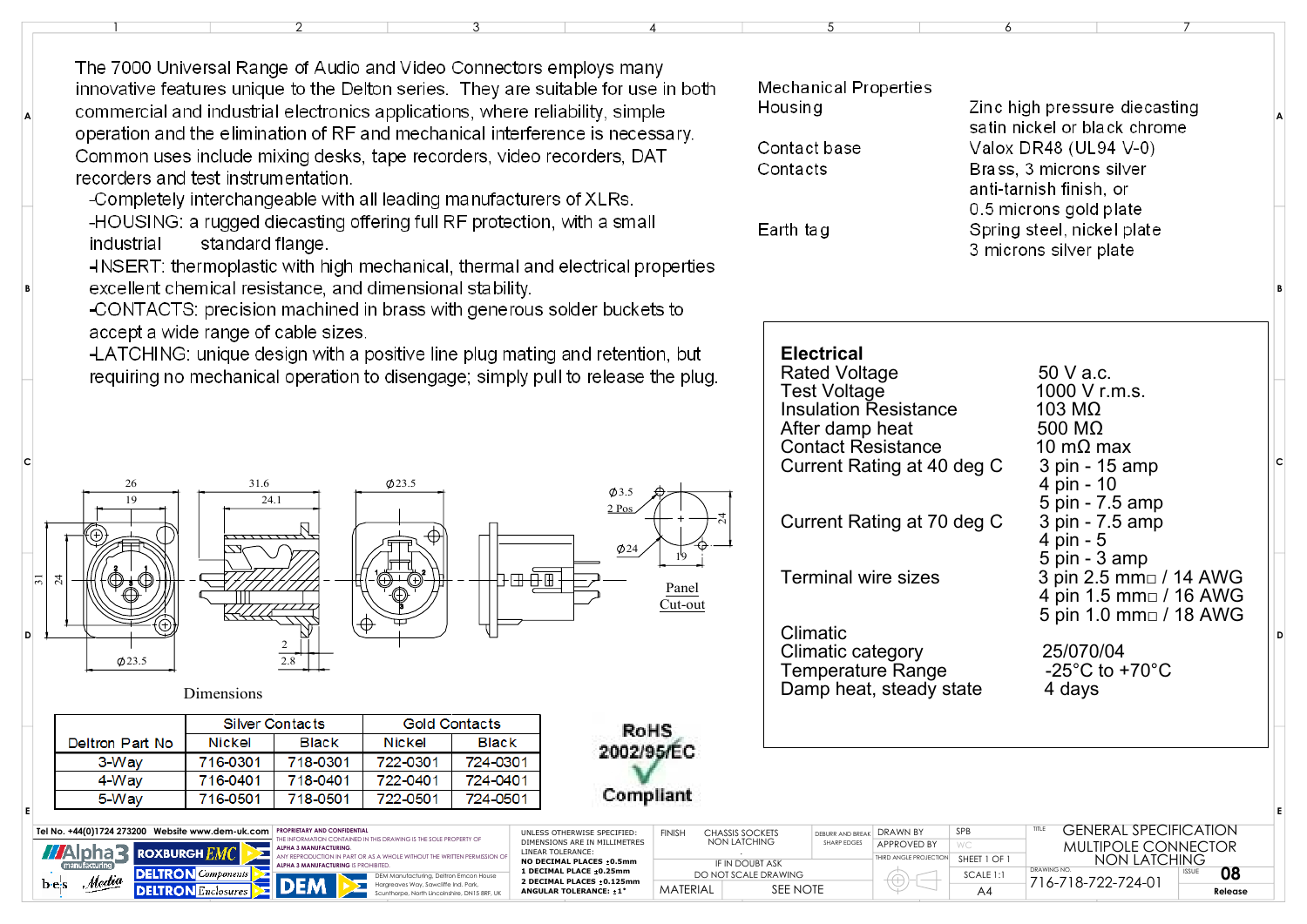The 7000 Universal Range of Audio and Video Connectors employs many innovative features unique to the Delton series. They are suitable for use in both commercial and industrial electronics applications, where reliability, simple operation and the elimination of RF and mechanical interference is necessary. Common uses include mixing desks, tape recorders, video recorders, DAT recorders and test instrumentation.

- Completely interchangeable with all leading manufacturers of XLRs.
- HOUSING: a rugged diecasting offering full RF protection, with a small industrial standard flange.
- INSERT: thermoplastic with high mechanical, thermal and electrical properties excellent chemical resistance, and dimensional stability.
- CONTACTS: precision machined in brass with generous solder buckets to accept a wide range of cable sizes.
- LATCHING: unique design with a positive line plug mating and retention, but requiring no mechanical operation to disengage; simply pull to release the plug.

| Mechanical Properties | |
|---|---|
| Housing | Zinc high pressure diecasting satin nickel or black chrome |
| Contact base | Valox DR48 (UL94 V-0) |
| Contacts | Brass, 3 microns silver anti-tarnish finish, or 0.5 microns gold plate |
| Earth tag | Spring steel, nickel plate 3 microns silver plate |

**Electrical**

| | |
|---|---|
| Rated Voltage | 50 V a.c. |
| Test Voltage | 1000 V r.m.s. |
| Insulation Resistance | 103 MΩ |
| After damp heat | 500 MΩ |
| Contact Resistance | 10 mΩ max |
| Current Rating at 40 deg C | 3 pin - 15 amp<br>4 pin - 10<br>5 pin - 7.5 amp |
| Current Rating at 70 deg C | 3 pin - 7.5 amp<br>4 pin - 5<br>5 pin - 3 amp |
| Terminal wire sizes | 3 pin 2.5 mm□ / 14 AWG<br>4 pin 1.5 mm□ / 16 AWG<br>5 pin 1.0 mm□ / 18 AWG |

**Climatic**

| | |
|---|---|
| Climatic category | 25/070/04 |
| Temperature Range | -25°C to +70°C |
| Damp heat, steady state | 4 days |

Dimensions: 26, 19, 31, 24, Ø23.5, 31.6, 24.1, 2, 2.8, Ø23.5; Panel Cut-out: Ø3.5 2 Pos, Ø24, 24, 19

Dimensions

| Deltron Part No | Silver Contacts | | Gold Contacts | |
|---|---|---|---|---|
| | Nickel | Black | Nickel | Black |
| 3-Way | 716-0301 | 718-0301 | 722-0301 | 724-0301 |
| 4-Way | 716-0401 | 718-0401 | 722-0401 | 724-0401 |
| 5-Way | 716-0501 | 718-0501 | 722-0501 | 724-0501 |

RoHS 2002/95/EC Compliant

Tel No. +44(0)1724 273200 Website www.dem-uk.com

PROPRIETARY AND CONFIDENTIAL. THE INFORMATION CONTAINED IN THIS DRAWING IS THE SOLE PROPERTY OF ALPHA 3 MANUFACTURING. ANY REPRODUCTION IN PART OR AS A WHOLE WITHOUT THE WRITTEN PERMISSION OF ALPHA 3 MANUFACTURING IS PROHIBITED.

DEM Manufacturing, Deltron Emcon House, Hargreaves Way, Sawcliffe Ind. Park, Scunthorpe, North Lincolnshire, DN15 8RF, UK

UNLESS OTHERWISE SPECIFIED: DIMENSIONS ARE IN MILLIMETRES. LINEAR TOLERANCE: NO DECIMAL PLACES ±0.5mm; 1 DECIMAL PLACE ±0.25mm; 2 DECIMAL PLACES ±0.125mm; ANGULAR TOLERANCE: ±1°

FINISH: CHASSIS SOCKETS NON LATCHING. DEBURR AND BREAK SHARP EDGES. IF IN DOUBT ASK. DO NOT SCALE DRAWING. MATERIAL: SEE NOTE

DRAWN BY: SPB. APPROVED BY: WC. THIRD ANGLE PROJECTION. SHEET 1 OF 1. SCALE 1:1. A4

TITLE: GENERAL SPECIFICATION MULTIPOLE CONNECTOR NON LATCHING

DRAWING NO. 716-718-722-724-01. ISSUE 08 Release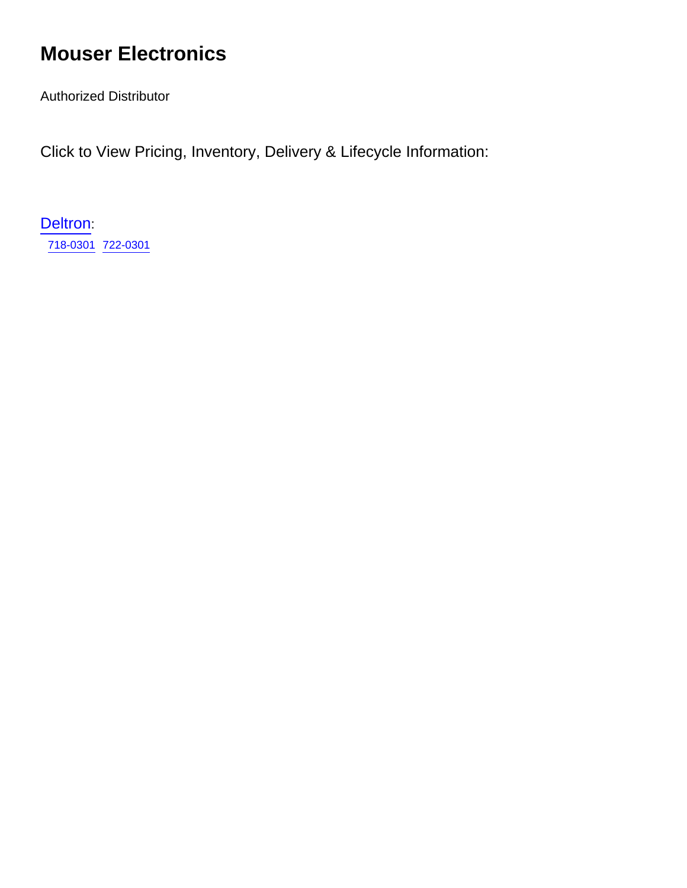# Mouser Electronics

Authorized Distributor

Click to View Pricing, Inventory, Delivery & Lifecycle Information:

Deltron:

718-0301 722-0301